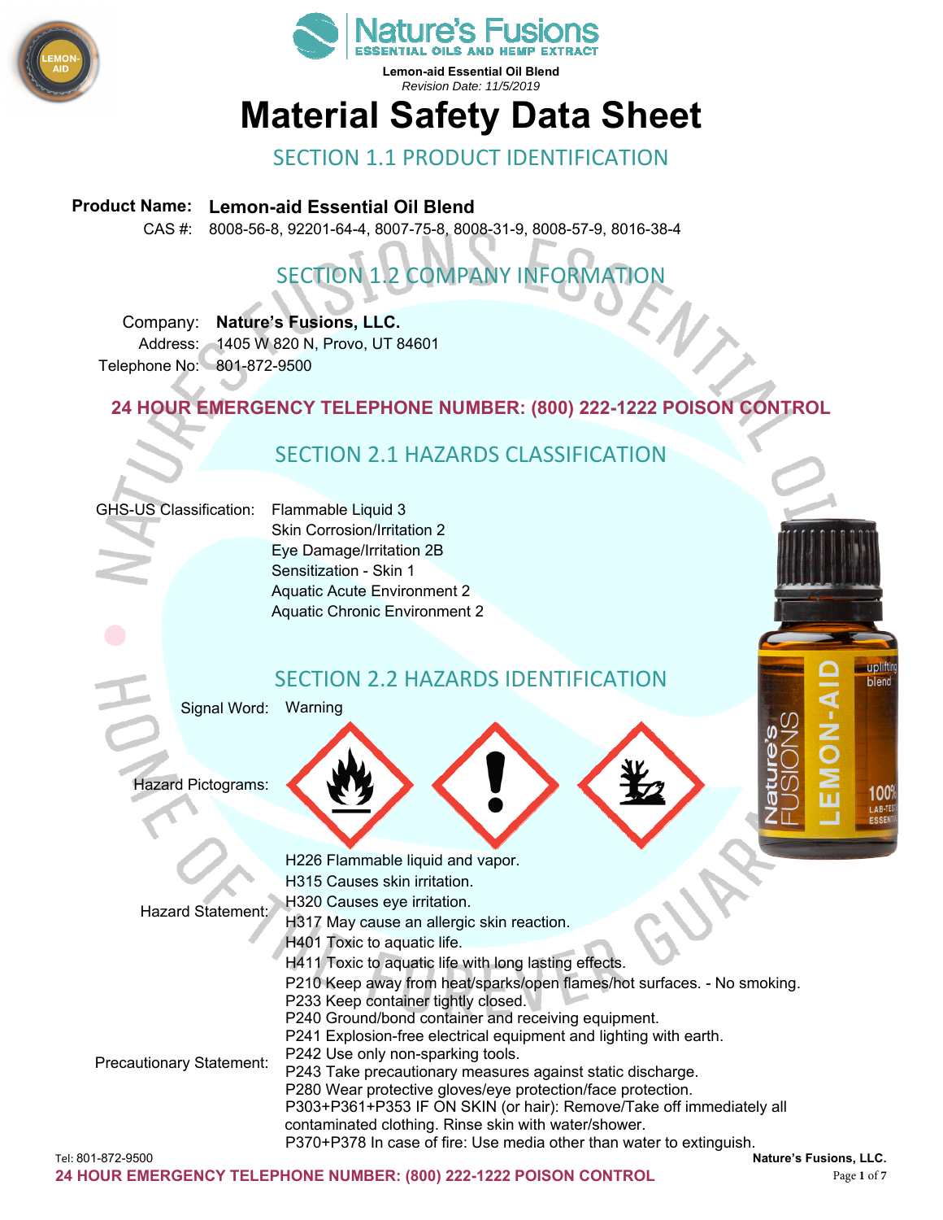Nature's Fusions
ESSENTIAL OILS AND HEMP EXTRACT

**Lemon-aid Essential Oil Blend**
*Revision Date: 11/5/2019*

# Material Safety Data Sheet

## SECTION 1.1 PRODUCT IDENTIFICATION

**Product Name:** **Lemon-aid Essential Oil Blend**
CAS #: 8008-56-8, 92201-64-4, 8007-75-8, 8008-31-9, 8008-57-9, 8016-38-4

## SECTION 1.2 COMPANY INFORMATION

Company: **Nature's Fusions, LLC.**
Address: 1405 W 820 N, Provo, UT 84601
Telephone No: 801-872-9500

**24 HOUR EMERGENCY TELEPHONE NUMBER: (800) 222-1222 POISON CONTROL**

## SECTION 2.1 HAZARDS CLASSIFICATION

GHS-US Classification:
- Flammable Liquid 3
- Skin Corrosion/Irritation 2
- Eye Damage/Irritation 2B
- Sensitization - Skin 1
- Aquatic Acute Environment 2
- Aquatic Chronic Environment 2

## SECTION 2.2 HAZARDS IDENTIFICATION

Signal Word: Warning

Hazard Pictograms:

Hazard Statement:
- H226 Flammable liquid and vapor.
- H315 Causes skin irritation.
- H320 Causes eye irritation.
- H317 May cause an allergic skin reaction.
- H401 Toxic to aquatic life.
- H411 Toxic to aquatic life with long lasting effects.

Precautionary Statement:
- P210 Keep away from heat/sparks/open flames/hot surfaces. - No smoking.
- P233 Keep container tightly closed.
- P240 Ground/bond container and receiving equipment.
- P241 Explosion-free electrical equipment and lighting with earth.
- P242 Use only non-sparking tools.
- P243 Take precautionary measures against static discharge.
- P280 Wear protective gloves/eye protection/face protection.
- P303+P361+P353 IF ON SKIN (or hair): Remove/Take off immediately all contaminated clothing. Rinse skin with water/shower.
- P370+P378 In case of fire: Use media other than water to extinguish.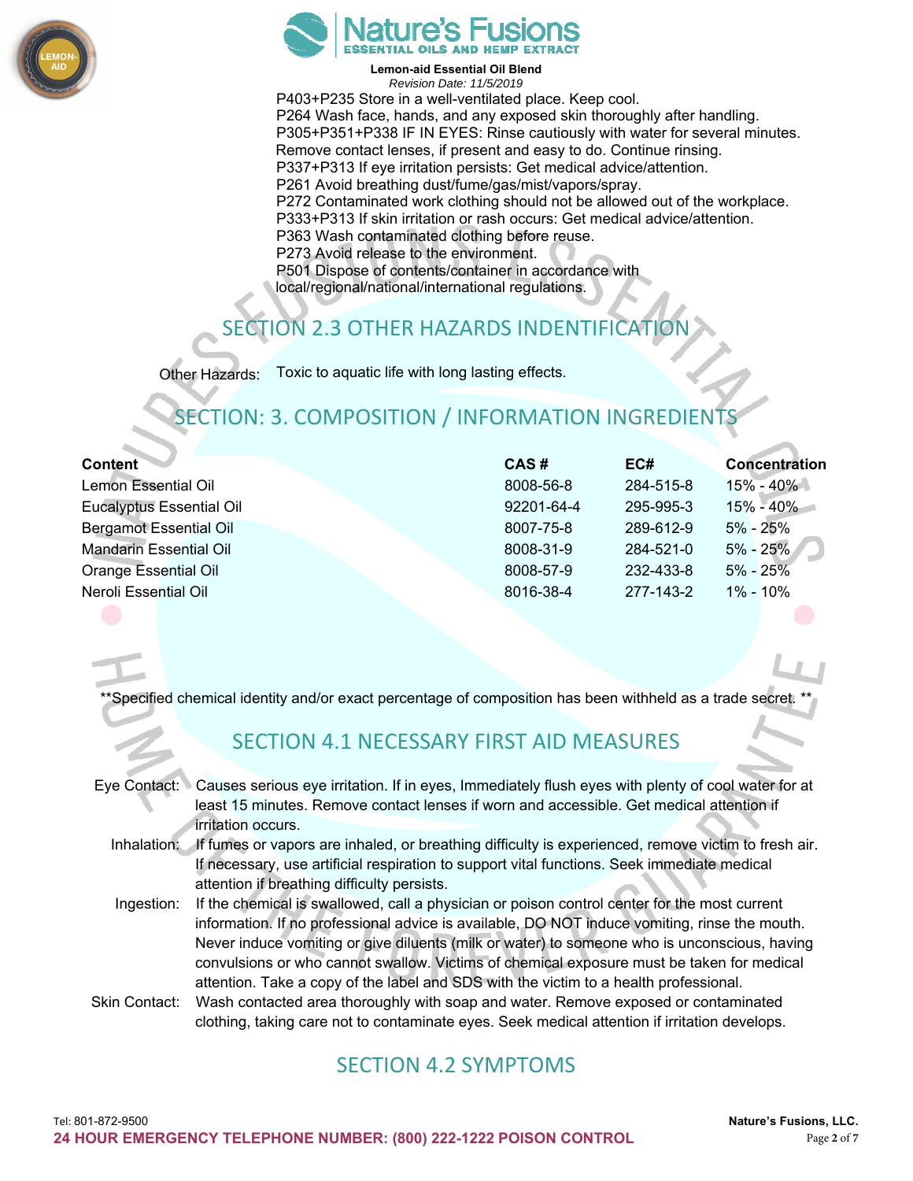P403+P235 Store in a well-ventilated place. Keep cool.
P264 Wash face, hands, and any exposed skin thoroughly after handling.
P305+P351+P338 IF IN EYES: Rinse cautiously with water for several minutes. Remove contact lenses, if present and easy to do. Continue rinsing.
P337+P313 If eye irritation persists: Get medical advice/attention.
P261 Avoid breathing dust/fume/gas/mist/vapors/spray.
P272 Contaminated work clothing should not be allowed out of the workplace.
P333+P313 If skin irritation or rash occurs: Get medical advice/attention.
P363 Wash contaminated clothing before reuse.
P273 Avoid release to the environment.
P501 Dispose of contents/container in accordance with local/regional/national/international regulations.

## SECTION 2.3 OTHER HAZARDS INDENTIFICATION

Other Hazards: Toxic to aquatic life with long lasting effects.

## SECTION: 3. COMPOSITION / INFORMATION INGREDIENTS

| Content | CAS # | EC# | Concentration |
|---|---|---|---|
| Lemon Essential Oil | 8008-56-8 | 284-515-8 | 15% - 40% |
| Eucalyptus Essential Oil | 92201-64-4 | 295-995-3 | 15% - 40% |
| Bergamot Essential Oil | 8007-75-8 | 289-612-9 | 5% - 25% |
| Mandarin Essential Oil | 8008-31-9 | 284-521-0 | 5% - 25% |
| Orange Essential Oil | 8008-57-9 | 232-433-8 | 5% - 25% |
| Neroli Essential Oil | 8016-38-4 | 277-143-2 | 1% - 10% |

**Specified chemical identity and/or exact percentage of composition has been withheld as a trade secret. **

## SECTION 4.1 NECESSARY FIRST AID MEASURES

**Eye Contact:** Causes serious eye irritation. If in eyes, Immediately flush eyes with plenty of cool water for at least 15 minutes. Remove contact lenses if worn and accessible. Get medical attention if irritation occurs.

**Inhalation:** If fumes or vapors are inhaled, or breathing difficulty is experienced, remove victim to fresh air. If necessary, use artificial respiration to support vital functions. Seek immediate medical attention if breathing difficulty persists.

**Ingestion:** If the chemical is swallowed, call a physician or poison control center for the most current information. If no professional advice is available, DO NOT induce vomiting, rinse the mouth. Never induce vomiting or give diluents (milk or water) to someone who is unconscious, having convulsions or who cannot swallow. Victims of chemical exposure must be taken for medical attention. Take a copy of the label and SDS with the victim to a health professional.

**Skin Contact:** Wash contacted area thoroughly with soap and water. Remove exposed or contaminated clothing, taking care not to contaminate eyes. Seek medical attention if irritation develops.

## SECTION 4.2 SYMPTOMS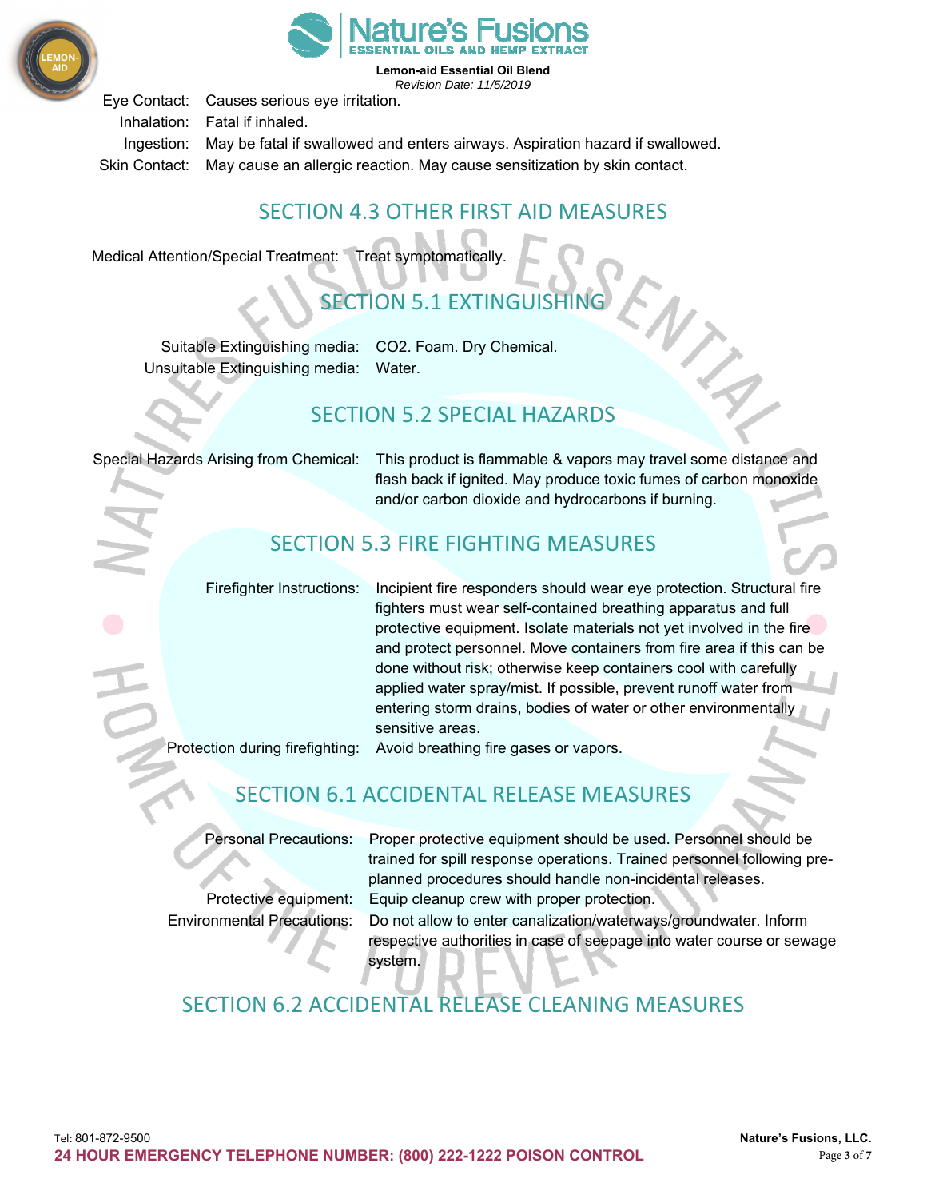Eye Contact: Causes serious eye irritation.

Inhalation: Fatal if inhaled.

Ingestion: May be fatal if swallowed and enters airways. Aspiration hazard if swallowed.

Skin Contact: May cause an allergic reaction. May cause sensitization by skin contact.

## SECTION 4.3 OTHER FIRST AID MEASURES

Medical Attention/Special Treatment: Treat symptomatically.

## SECTION 5.1 EXTINGUISHING

Suitable Extinguishing media: $CO_2$. Foam. Dry Chemical.

Unsuitable Extinguishing media: Water.

## SECTION 5.2 SPECIAL HAZARDS

Special Hazards Arising from Chemical: This product is flammable & vapors may travel some distance and flash back if ignited. May produce toxic fumes of carbon monoxide and/or carbon dioxide and hydrocarbons if burning.

## SECTION 5.3 FIRE FIGHTING MEASURES

Firefighter Instructions: Incipient fire responders should wear eye protection. Structural fire fighters must wear self-contained breathing apparatus and full protective equipment. Isolate materials not yet involved in the fire and protect personnel. Move containers from fire area if this can be done without risk; otherwise keep containers cool with carefully applied water spray/mist. If possible, prevent runoff water from entering storm drains, bodies of water or other environmentally sensitive areas.

Protection during firefighting: Avoid breathing fire gases or vapors.

## SECTION 6.1 ACCIDENTAL RELEASE MEASURES

Personal Precautions: Proper protective equipment should be used. Personnel should be trained for spill response operations. Trained personnel following pre-planned procedures should handle non-incidental releases.

Protective equipment: Equip cleanup crew with proper protection.

Environmental Precautions: Do not allow to enter canalization/waterways/groundwater. Inform respective authorities in case of seepage into water course or sewage system.

## SECTION 6.2 ACCIDENTAL RELEASE CLEANING MEASURES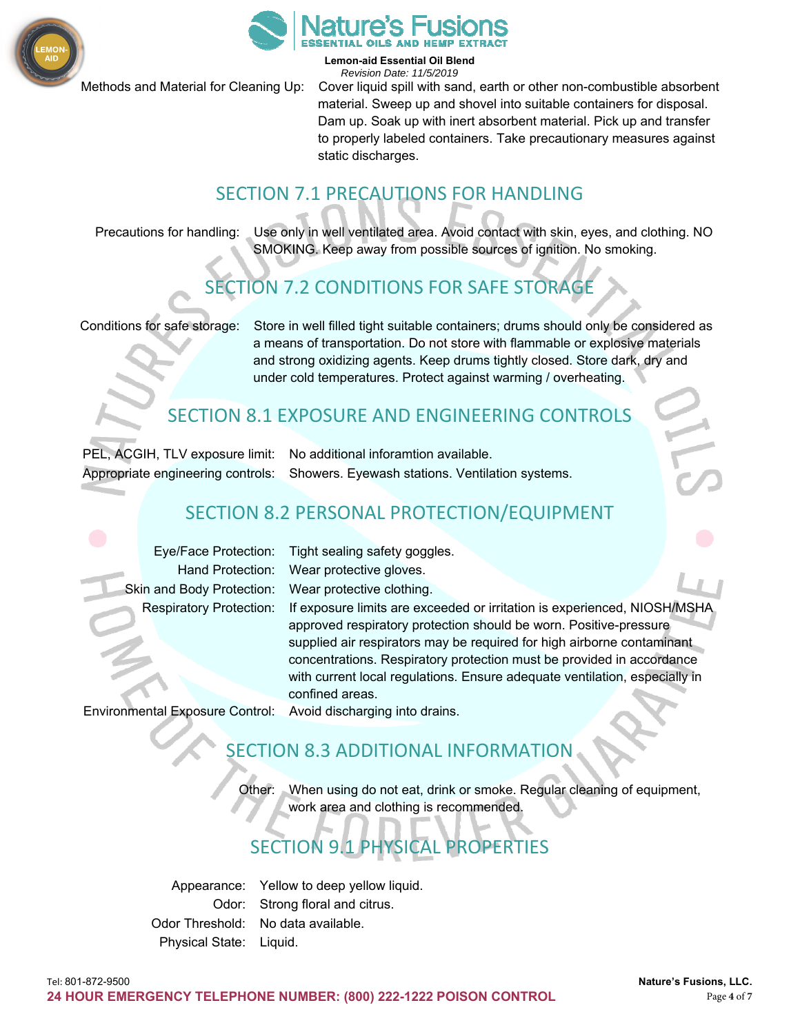Methods and Material for Cleaning Up: Cover liquid spill with sand, earth or other non-combustible absorbent material. Sweep up and shovel into suitable containers for disposal. Dam up. Soak up with inert absorbent material. Pick up and transfer to properly labeled containers. Take precautionary measures against static discharges.

## SECTION 7.1 PRECAUTIONS FOR HANDLING

Precautions for handling: Use only in well ventilated area. Avoid contact with skin, eyes, and clothing. NO SMOKING. Keep away from possible sources of ignition. No smoking.

## SECTION 7.2 CONDITIONS FOR SAFE STORAGE

Conditions for safe storage: Store in well filled tight suitable containers; drums should only be considered as a means of transportation. Do not store with flammable or explosive materials and strong oxidizing agents. Keep drums tightly closed. Store dark, dry and under cold temperatures. Protect against warming / overheating.

## SECTION 8.1 EXPOSURE AND ENGINEERING CONTROLS

PEL, ACGIH, TLV exposure limit: No additional inforamtion available.

Appropriate engineering controls: Showers. Eyewash stations. Ventilation systems.

## SECTION 8.2 PERSONAL PROTECTION/EQUIPMENT

Eye/Face Protection: Tight sealing safety goggles.

Hand Protection: Wear protective gloves.

Skin and Body Protection: Wear protective clothing.

Respiratory Protection: If exposure limits are exceeded or irritation is experienced, NIOSH/MSHA approved respiratory protection should be worn. Positive-pressure supplied air respirators may be required for high airborne contaminant concentrations. Respiratory protection must be provided in accordance with current local regulations. Ensure adequate ventilation, especially in confined areas.

Environmental Exposure Control: Avoid discharging into drains.

## SECTION 8.3 ADDITIONAL INFORMATION

Other: When using do not eat, drink or smoke. Regular cleaning of equipment, work area and clothing is recommended.

## SECTION 9.1 PHYSICAL PROPERTIES

Appearance: Yellow to deep yellow liquid.

Odor: Strong floral and citrus.

Odor Threshold: No data available.

Physical State: Liquid.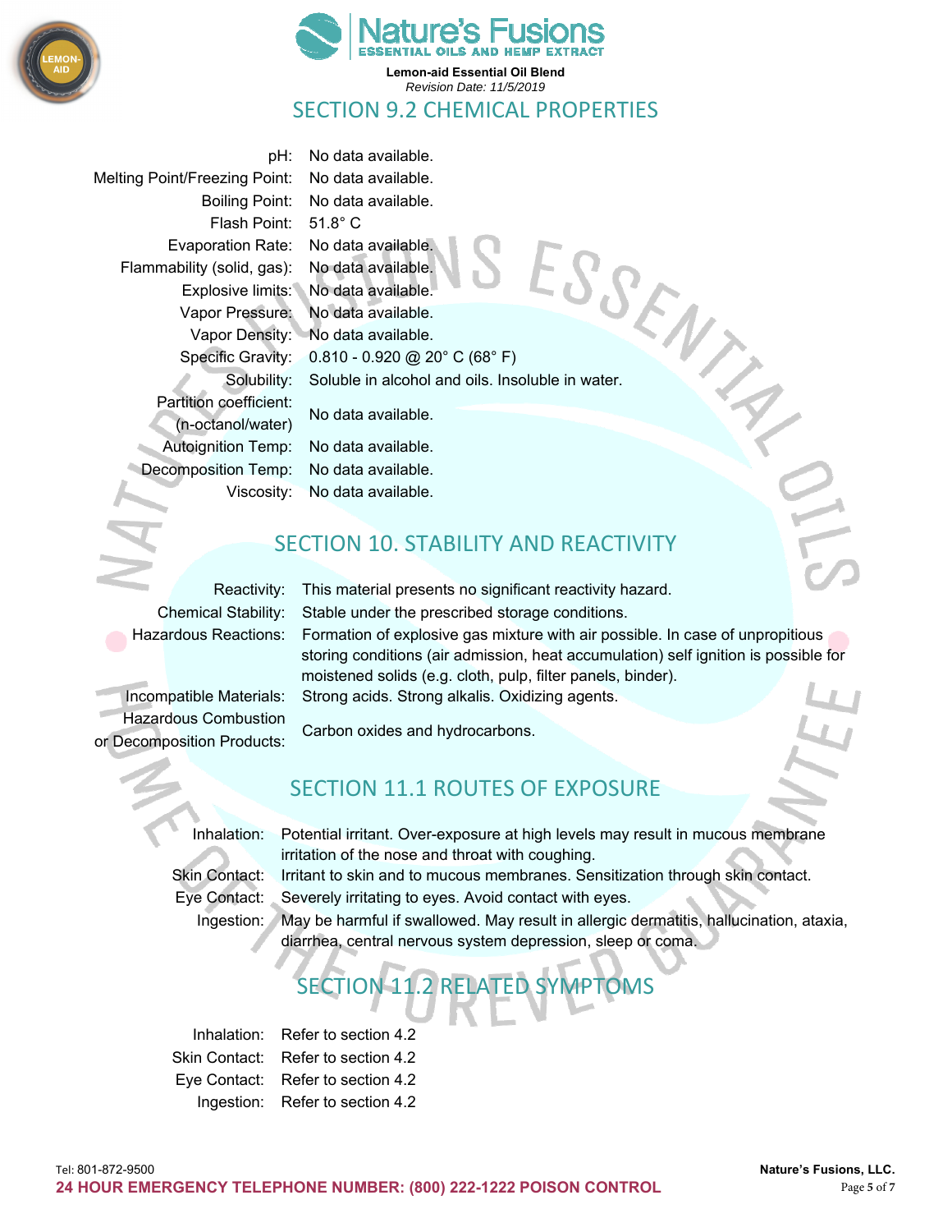## SECTION 9.2 CHEMICAL PROPERTIES

| Property | Value |
|---|---|
| pH: | No data available. |
| Melting Point/Freezing Point: | No data available. |
| Boiling Point: | No data available. |
| Flash Point: | 51.8° C |
| Evaporation Rate: | No data available. |
| Flammability (solid, gas): | No data available. |
| Explosive limits: | No data available. |
| Vapor Pressure: | No data available. |
| Vapor Density: | No data available. |
| Specific Gravity: | 0.810 - 0.920 @ 20° C (68° F) |
| Solubility: | Soluble in alcohol and oils. Insoluble in water. |
| Partition coefficient: (n-octanol/water) | No data available. |
| Autoignition Temp: | No data available. |
| Decomposition Temp: | No data available. |
| Viscosity: | No data available. |

## SECTION 10. STABILITY AND REACTIVITY

| Property | Value |
|---|---|
| Reactivity: | This material presents no significant reactivity hazard. |
| Chemical Stability: | Stable under the prescribed storage conditions. |
| Hazardous Reactions: | Formation of explosive gas mixture with air possible. In case of unpropitious storing conditions (air admission, heat accumulation) self ignition is possible for moistened solids (e.g. cloth, pulp, filter panels, binder). |
| Incompatible Materials: | Strong acids. Strong alkalis. Oxidizing agents. |
| Hazardous Combustion or Decomposition Products: | Carbon oxides and hydrocarbons. |

## SECTION 11.1 ROUTES OF EXPOSURE

| Route | Effect |
|---|---|
| Inhalation: | Potential irritant. Over-exposure at high levels may result in mucous membrane irritation of the nose and throat with coughing. |
| Skin Contact: | Irritant to skin and to mucous membranes. Sensitization through skin contact. |
| Eye Contact: | Severely irritating to eyes. Avoid contact with eyes. |
| Ingestion: | May be harmful if swallowed. May result in allergic dermatitis, hallucination, ataxia, diarrhea, central nervous system depression, sleep or coma. |

## SECTION 11.2 RELATED SYMPTOMS

| Route | Symptoms |
|---|---|
| Inhalation: | Refer to section 4.2 |
| Skin Contact: | Refer to section 4.2 |
| Eye Contact: | Refer to section 4.2 |
| Ingestion: | Refer to section 4.2 |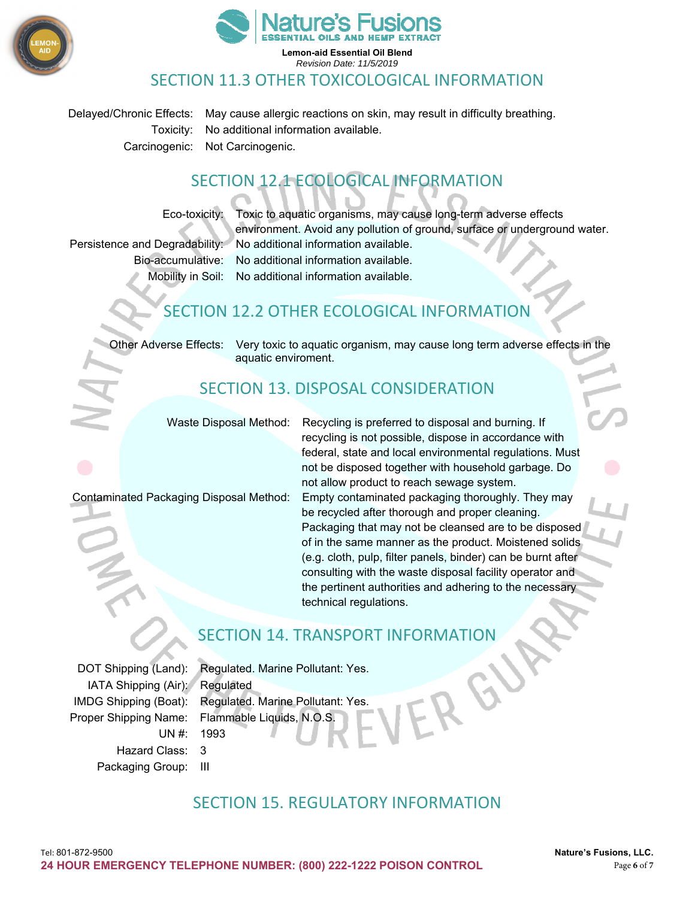## SECTION 11.3 OTHER TOXICOLOGICAL INFORMATION

| | |
|---|---|
| Delayed/Chronic Effects: | May cause allergic reactions on skin, may result in difficulty breathing. |
| Toxicity: | No additional information available. |
| Carcinogenic: | Not Carcinogenic. |

## SECTION 12.1 ECOLOGICAL INFORMATION

| | |
|---|---|
| Eco-toxicity: | Toxic to aquatic organisms, may cause long-term adverse effects environment. Avoid any pollution of ground, surface or underground water. |
| Persistence and Degradability: | No additional information available. |
| Bio-accumulative: | No additional information available. |
| Mobility in Soil: | No additional information available. |

## SECTION 12.2 OTHER ECOLOGICAL INFORMATION

| | |
|---|---|
| Other Adverse Effects: | Very toxic to aquatic organism, may cause long term adverse effects in the aquatic enviroment. |

## SECTION 13. DISPOSAL CONSIDERATION

| | |
|---|---|
| Waste Disposal Method: | Recycling is preferred to disposal and burning. If recycling is not possible, dispose in accordance with federal, state and local environmental regulations. Must not be disposed together with household garbage. Do not allow product to reach sewage system. |
| Contaminated Packaging Disposal Method: | Empty contaminated packaging thoroughly. They may be recycled after thorough and proper cleaning. Packaging that may not be cleansed are to be disposed of in the same manner as the product. Moistened solids (e.g. cloth, pulp, filter panels, binder) can be burnt after consulting with the waste disposal facility operator and the pertinent authorities and adhering to the necessary technical regulations. |

## SECTION 14. TRANSPORT INFORMATION

| | |
|---|---|
| DOT Shipping (Land): | Regulated. Marine Pollutant: Yes. |
| IATA Shipping (Air): | Regulated |
| IMDG Shipping (Boat): | Regulated. Marine Pollutant: Yes. |
| Proper Shipping Name: | Flammable Liquids, N.O.S. |
| UN #: | 1993 |
| Hazard Class: | 3 |
| Packaging Group: | III |

## SECTION 15. REGULATORY INFORMATION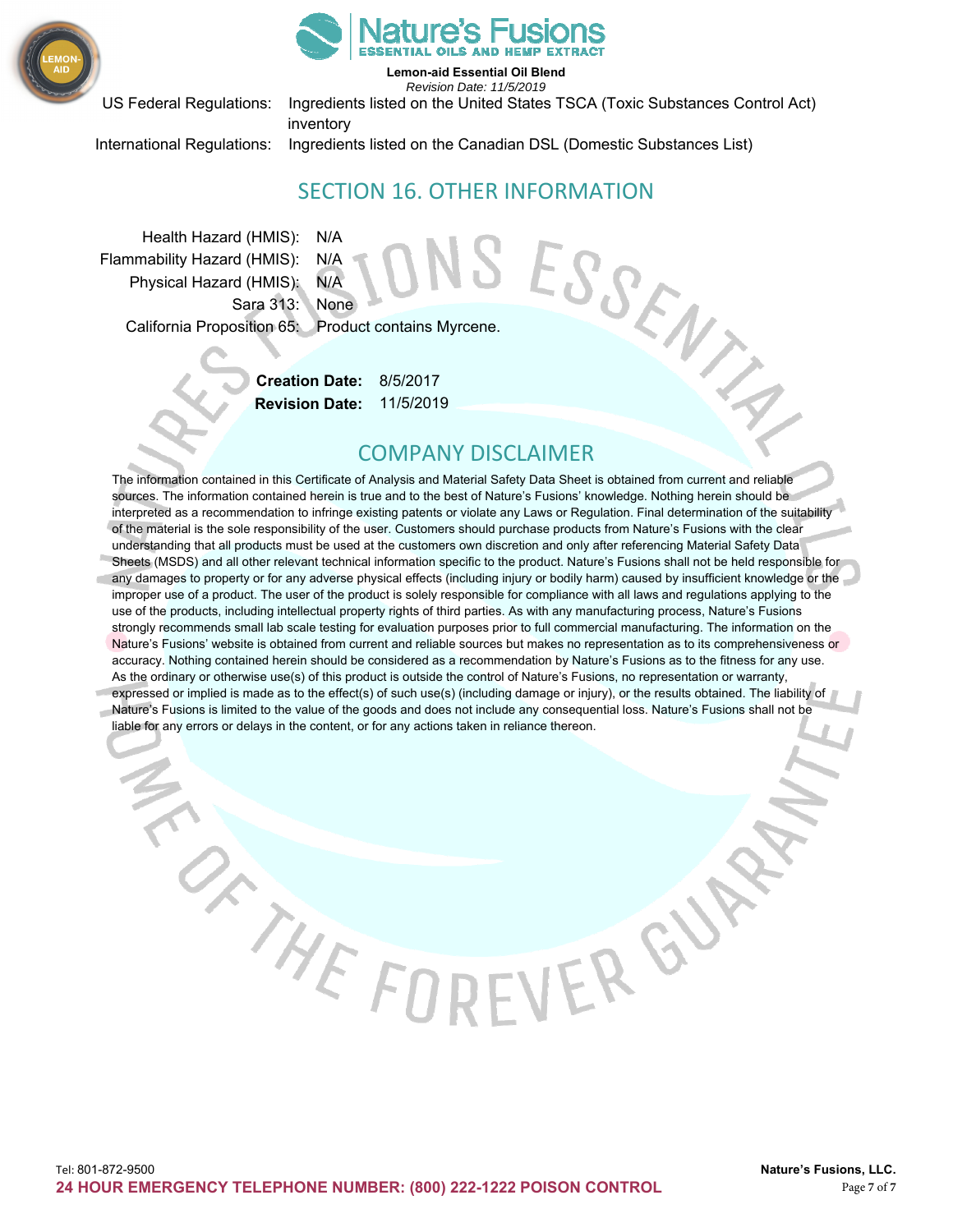US Federal Regulations: Ingredients listed on the United States TSCA (Toxic Substances Control Act) inventory

International Regulations: Ingredients listed on the Canadian DSL (Domestic Substances List)

## SECTION 16. OTHER INFORMATION

| | |
|---|---|
| Health Hazard (HMIS): | N/A |
| Flammability Hazard (HMIS): | N/A |
| Physical Hazard (HMIS): | N/A |
| Sara 313: | None |
| California Proposition 65: | Product contains Myrcene. |

**Creation Date:** 8/5/2017
**Revision Date:** 11/5/2019

## COMPANY DISCLAIMER

The information contained in this Certificate of Analysis and Material Safety Data Sheet is obtained from current and reliable sources. The information contained herein is true and to the best of Nature's Fusions' knowledge. Nothing herein should be interpreted as a recommendation to infringe existing patents or violate any Laws or Regulation. Final determination of the suitability of the material is the sole responsibility of the user. Customers should purchase products from Nature's Fusions with the clear understanding that all products must be used at the customers own discretion and only after referencing Material Safety Data Sheets (MSDS) and all other relevant technical information specific to the product. Nature's Fusions shall not be held responsible for any damages to property or for any adverse physical effects (including injury or bodily harm) caused by insufficient knowledge or the improper use of a product. The user of the product is solely responsible for compliance with all laws and regulations applying to the use of the products, including intellectual property rights of third parties. As with any manufacturing process, Nature's Fusions strongly recommends small lab scale testing for evaluation purposes prior to full commercial manufacturing. The information on the Nature's Fusions' website is obtained from current and reliable sources but makes no representation as to its comprehensiveness or accuracy. Nothing contained herein should be considered as a recommendation by Nature's Fusions as to the fitness for any use. As the ordinary or otherwise use(s) of this product is outside the control of Nature's Fusions, no representation or warranty, expressed or implied is made as to the effect(s) of such use(s) (including damage or injury), or the results obtained. The liability of Nature's Fusions is limited to the value of the goods and does not include any consequential loss. Nature's Fusions shall not be liable for any errors or delays in the content, or for any actions taken in reliance thereon.